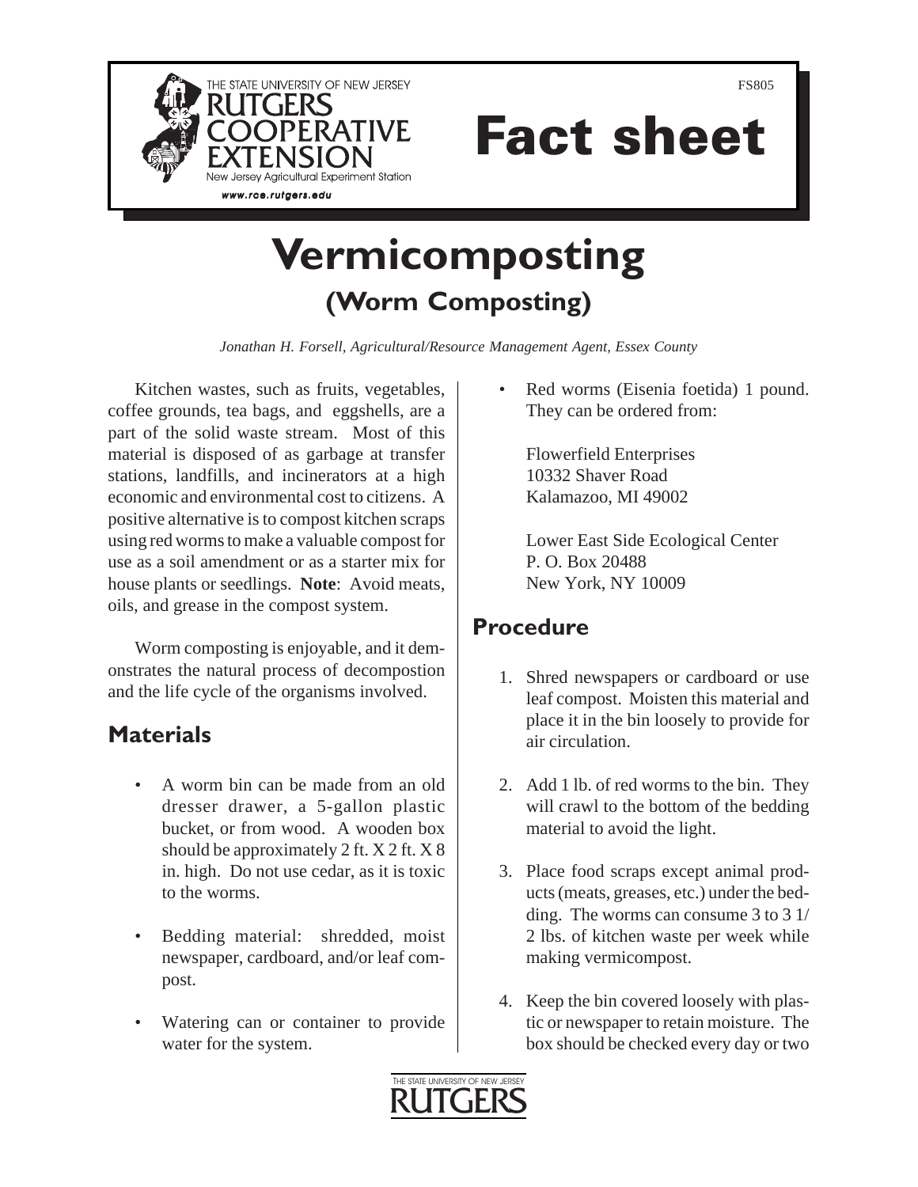THE STATE UNIVERSITY OF NEW JERSEY
RUTGERS
COOPERATIVE
EXTENSION
New Jersey Agricultural Experiment Station

www.rce.rutgers.edu

FS805

# Fact sheet

# Vermicomposting

## (Worm Composting)

*Jonathan H. Forsell, Agricultural/Resource Management Agent, Essex County*

Kitchen wastes, such as fruits, vegetables, coffee grounds, tea bags, and eggshells, are a part of the solid waste stream. Most of this material is disposed of as garbage at transfer stations, landfills, and incinerators at a high economic and environmental cost to citizens. A positive alternative is to compost kitchen scraps using red worms to make a valuable compost for use as a soil amendment or as a starter mix for house plants or seedlings. **Note**: Avoid meats, oils, and grease in the compost system.

Worm composting is enjoyable, and it demonstrates the natural process of decompostion and the life cycle of the organisms involved.

## Materials

- A worm bin can be made from an old dresser drawer, a 5-gallon plastic bucket, or from wood. A wooden box should be approximately 2 ft. X 2 ft. X 8 in. high. Do not use cedar, as it is toxic to the worms.
- Bedding material: shredded, moist newspaper, cardboard, and/or leaf compost.
- Watering can or container to provide water for the system.
- Red worms (Eisenia foetida) 1 pound. They can be ordered from:

  Flowerfield Enterprises
  10332 Shaver Road
  Kalamazoo, MI 49002

  Lower East Side Ecological Center
  P. O. Box 20488
  New York, NY 10009

## Procedure

1. Shred newspapers or cardboard or use leaf compost. Moisten this material and place it in the bin loosely to provide for air circulation.
2. Add 1 lb. of red worms to the bin. They will crawl to the bottom of the bedding material to avoid the light.
3. Place food scraps except animal products (meats, greases, etc.) under the bedding. The worms can consume 3 to 3 1/2 lbs. of kitchen waste per week while making vermicompost.
4. Keep the bin covered loosely with plastic or newspaper to retain moisture. The box should be checked every day or two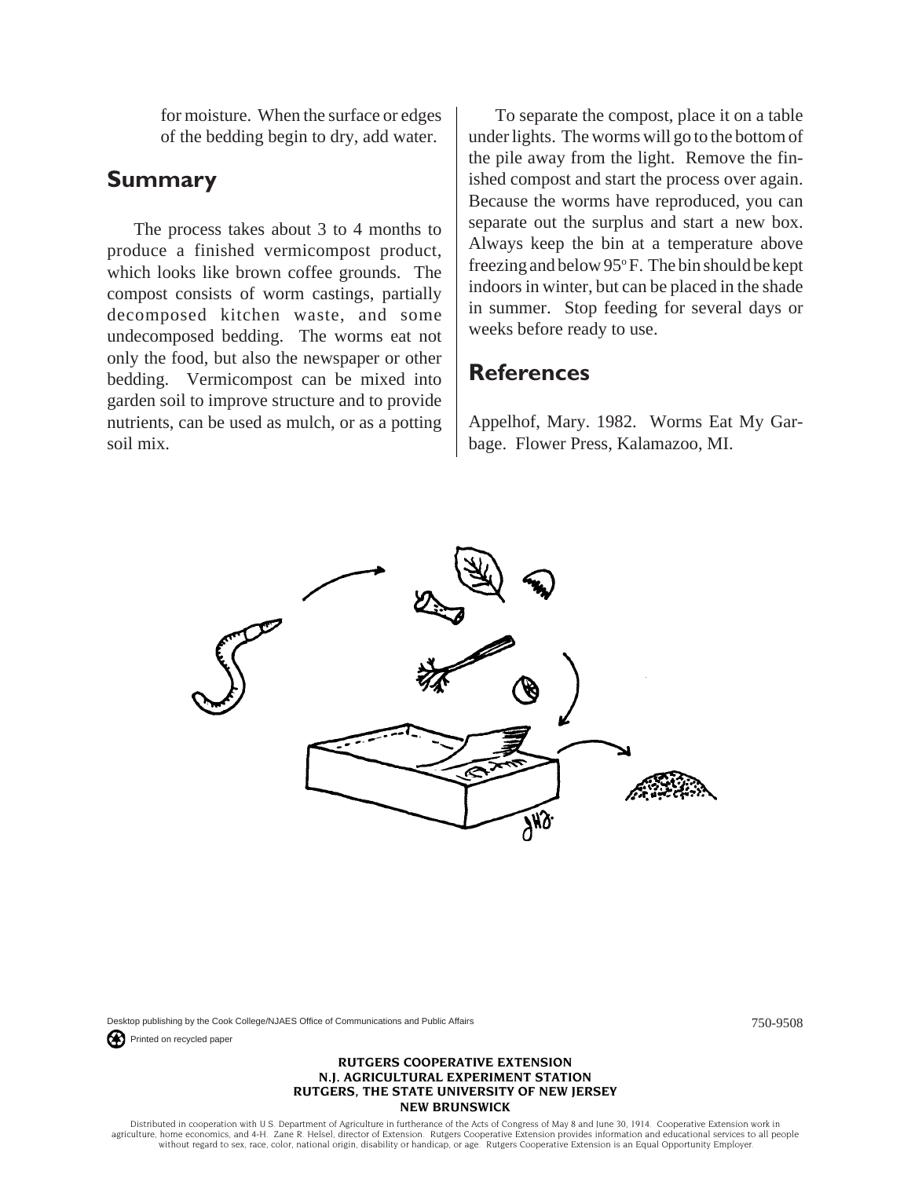for moisture. When the surface or edges of the bedding begin to dry, add water.

## Summary

The process takes about 3 to 4 months to produce a finished vermicompost product, which looks like brown coffee grounds. The compost consists of worm castings, partially decomposed kitchen waste, and some undecomposed bedding. The worms eat not only the food, but also the newspaper or other bedding. Vermicompost can be mixed into garden soil to improve structure and to provide nutrients, can be used as mulch, or as a potting soil mix.

To separate the compost, place it on a table under lights. The worms will go to the bottom of the pile away from the light. Remove the finished compost and start the process over again. Because the worms have reproduced, you can separate out the surplus and start a new box. Always keep the bin at a temperature above freezing and below 95° F. The bin should be kept indoors in winter, but can be placed in the shade in summer. Stop feeding for several days or weeks before ready to use.

## References

Appelhof, Mary. 1982. Worms Eat My Garbage. Flower Press, Kalamazoo, MI.

Desktop publishing by the Cook College/NJAES Office of Communications and Public Affairs

750-9508

Printed on recycled paper

**RUTGERS COOPERATIVE EXTENSION**
**N.J. AGRICULTURAL EXPERIMENT STATION**
**RUTGERS, THE STATE UNIVERSITY OF NEW JERSEY**
**NEW BRUNSWICK**

Distributed in cooperation with U.S. Department of Agriculture in furtherance of the Acts of Congress of May 8 and June 30, 1914. Cooperative Extension work in agriculture, home economics, and 4-H. Zane R. Helsel, director of Extension. Rutgers Cooperative Extension provides information and educational services to all people without regard to sex, race, color, national origin, disability or handicap, or age. Rutgers Cooperative Extension is an Equal Opportunity Employer.